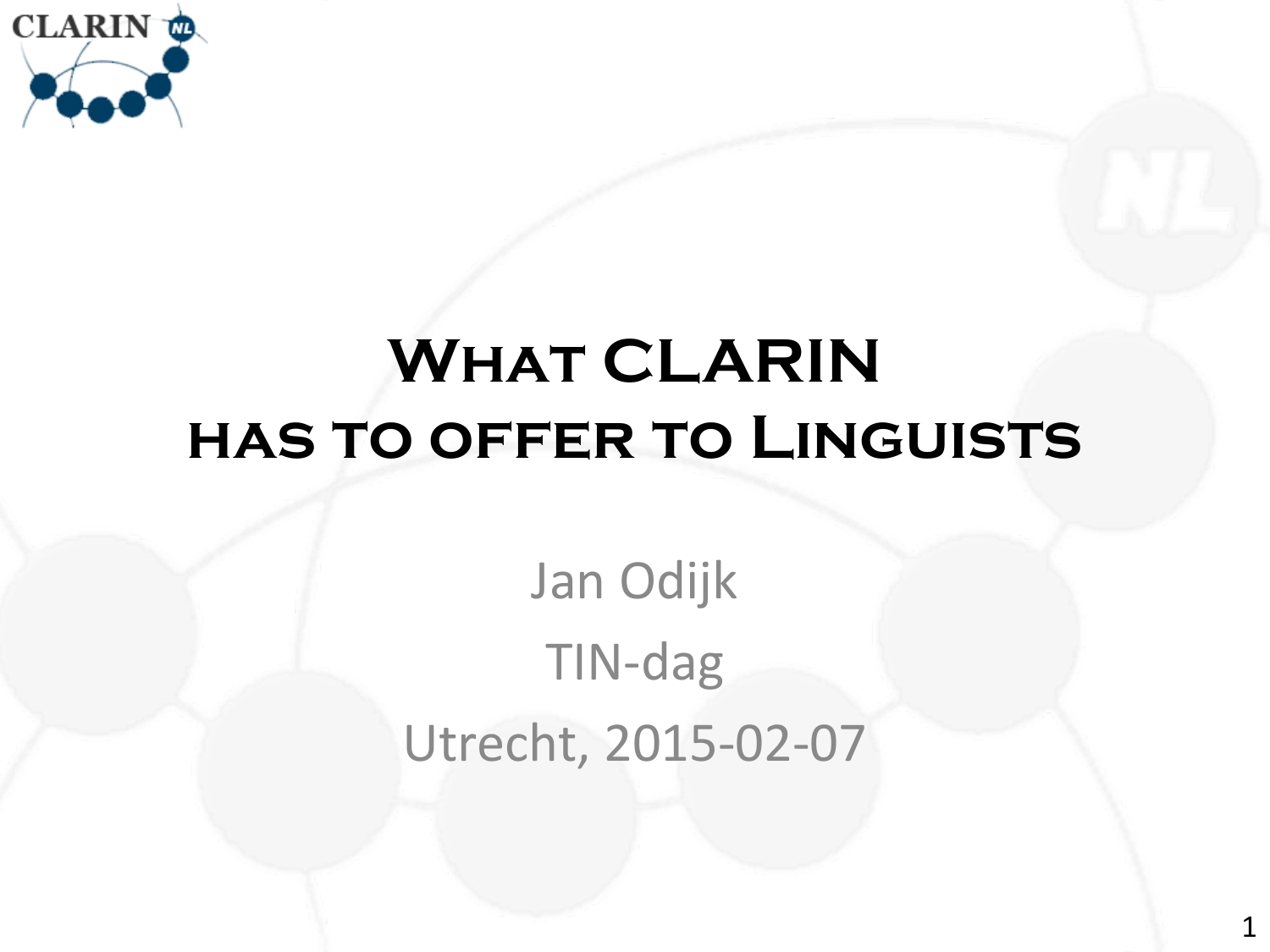# What CLARIN has to offer to Linguists

Jan Odijk

TIN-dag

Utrecht, 2015-02-07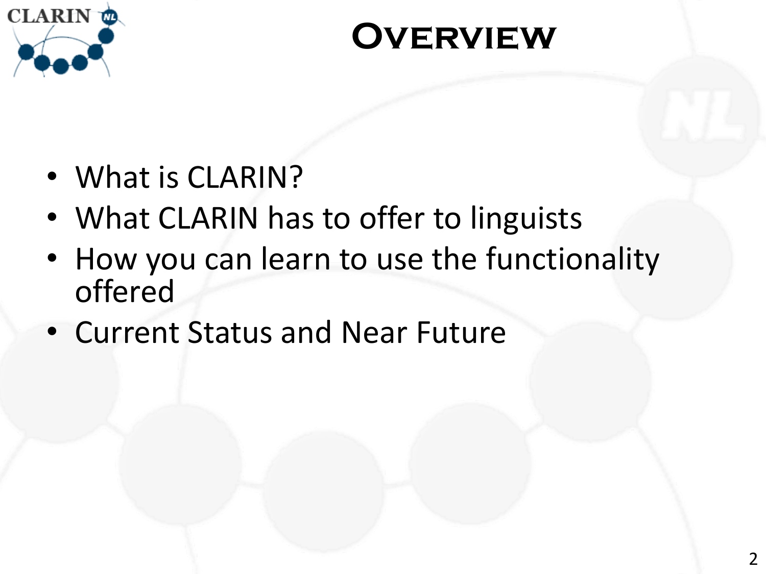# Overview

- What is CLARIN?
- What CLARIN has to offer to linguists
- How you can learn to use the functionality offered
- Current Status and Near Future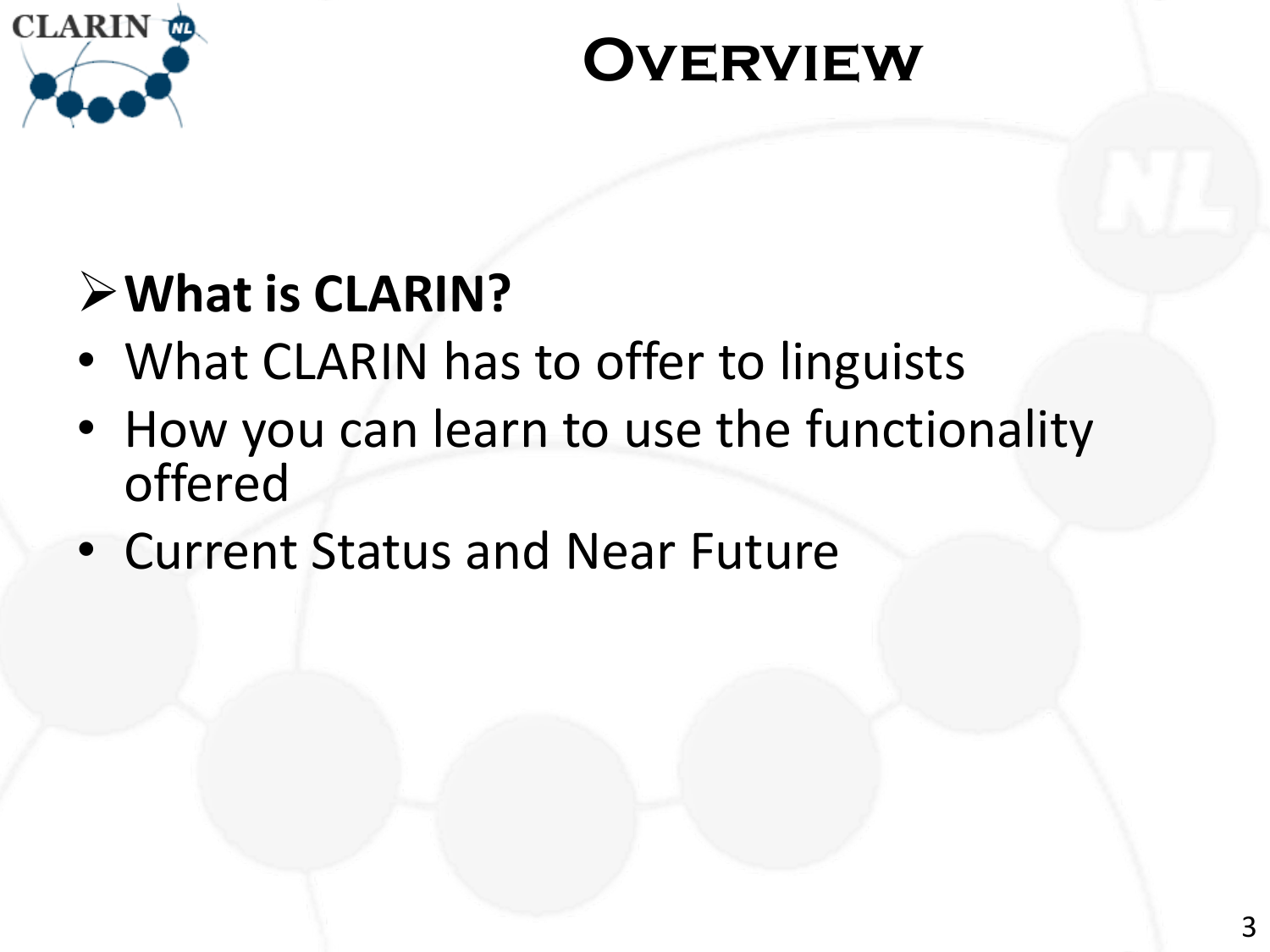# Overview

- **What is CLARIN?**
- What CLARIN has to offer to linguists
- How you can learn to use the functionality offered
- Current Status and Near Future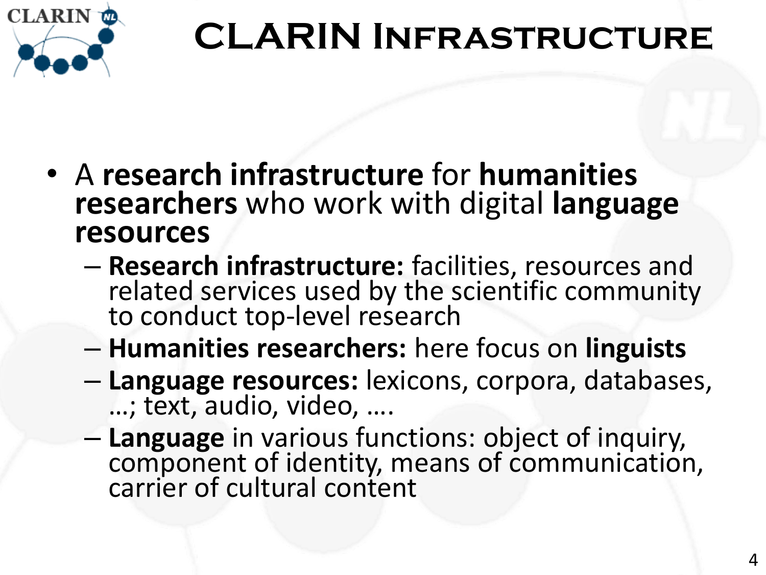# CLARIN Infrastructure

- A **research infrastructure** for **humanities researchers** who work with digital **language resources**
  - **Research infrastructure:** facilities, resources and related services used by the scientific community to conduct top-level research
  - **Humanities researchers:** here focus on **linguists**
  - **Language resources:** lexicons, corpora, databases, …; text, audio, video, ….
  - **Language** in various functions: object of inquiry, component of identity, means of communication, carrier of cultural content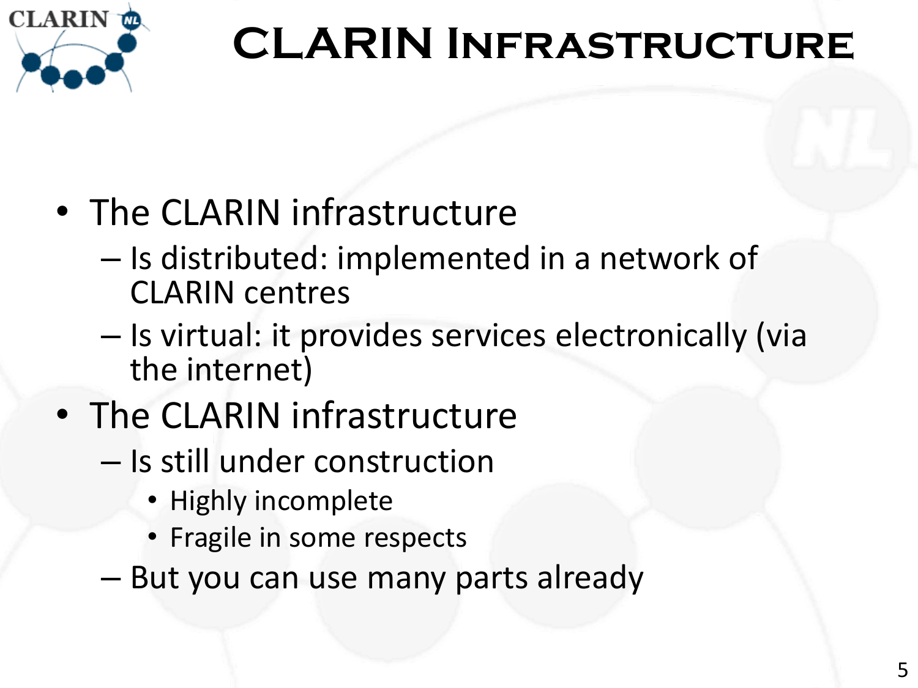# CLARIN Infrastructure

- The CLARIN infrastructure
  - Is distributed: implemented in a network of CLARIN centres
  - Is virtual: it provides services electronically (via the internet)
- The CLARIN infrastructure
  - Is still under construction
    - Highly incomplete
    - Fragile in some respects
  - But you can use many parts already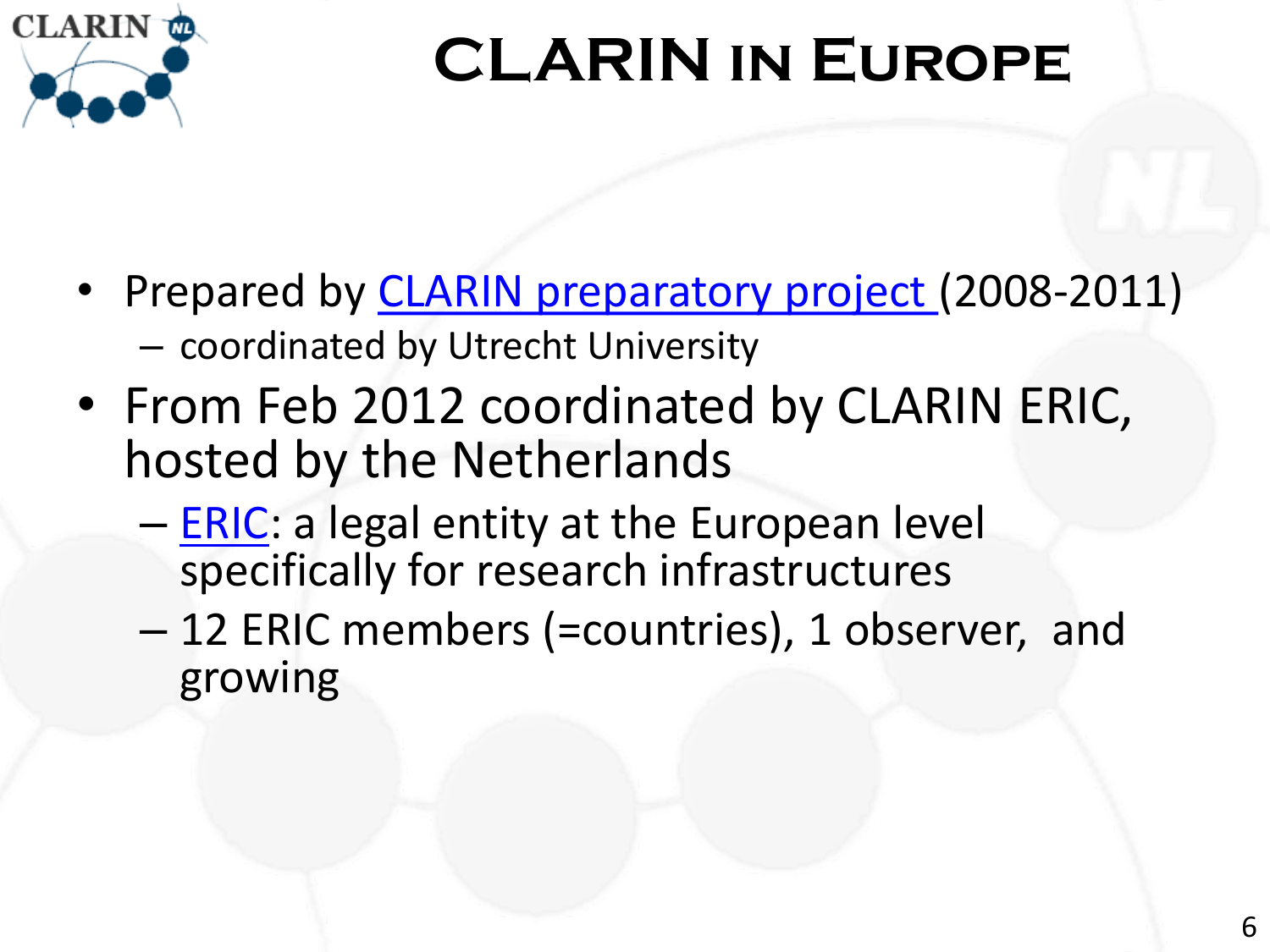# CLARIN in Europe

- Prepared by CLARIN preparatory project (2008-2011)
  - coordinated by Utrecht University
- From Feb 2012 coordinated by CLARIN ERIC, hosted by the Netherlands
  - ERIC: a legal entity at the European level specifically for research infrastructures
  - 12 ERIC members (=countries), 1 observer, and growing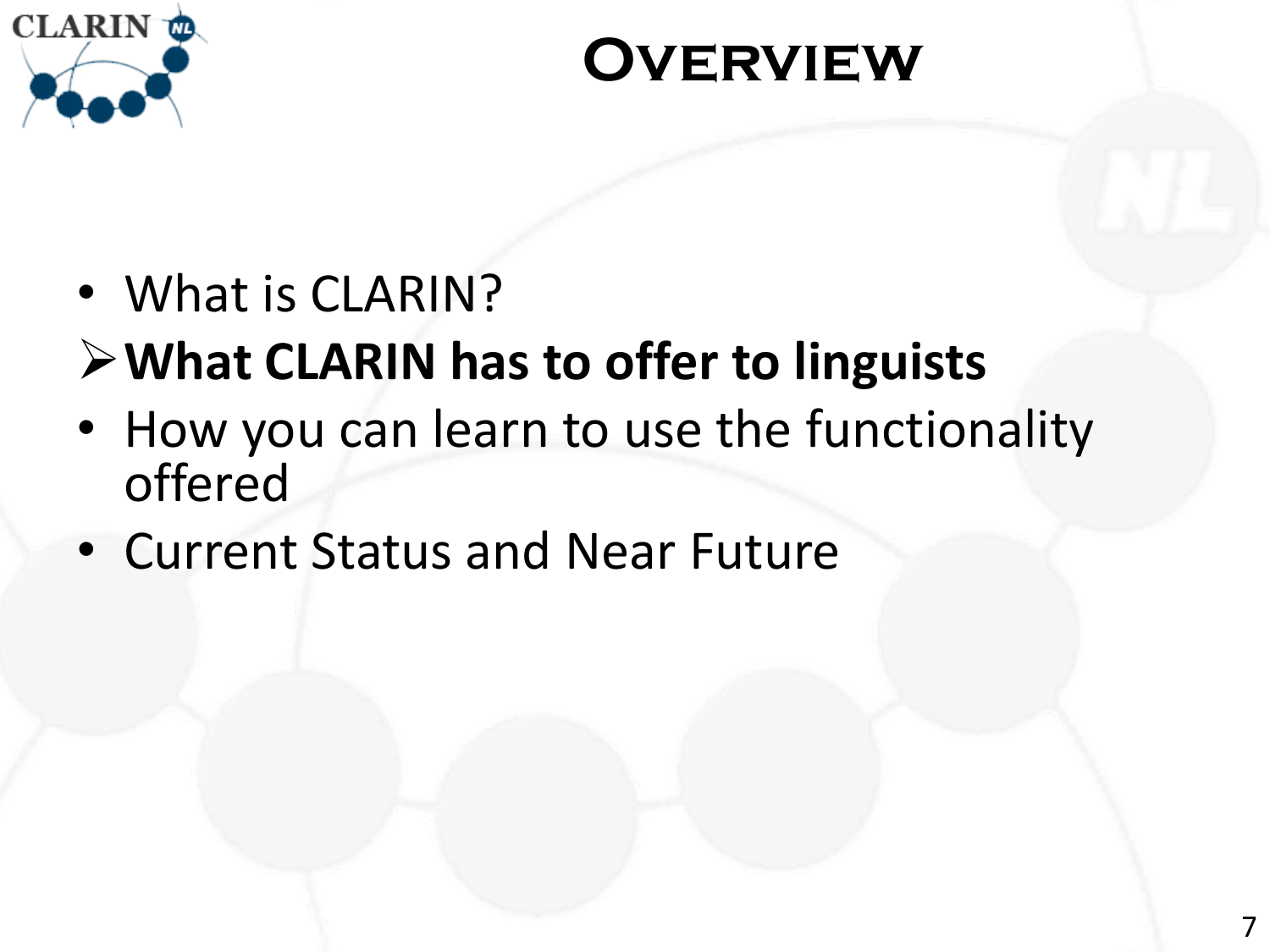# Overview

- What is CLARIN?
- **What CLARIN has to offer to linguists**
- How you can learn to use the functionality offered
- Current Status and Near Future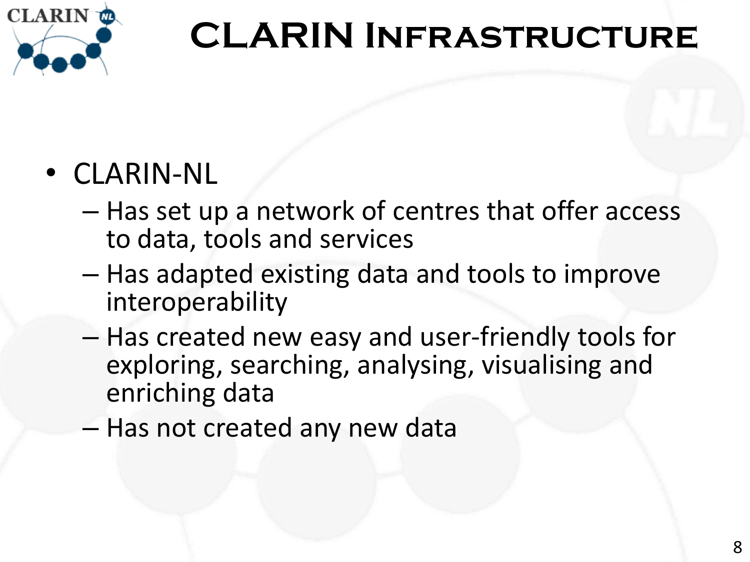# CLARIN Infrastructure

- CLARIN-NL
  - Has set up a network of centres that offer access to data, tools and services
  - Has adapted existing data and tools to improve interoperability
  - Has created new easy and user-friendly tools for exploring, searching, analysing, visualising and enriching data
  - Has not created any new data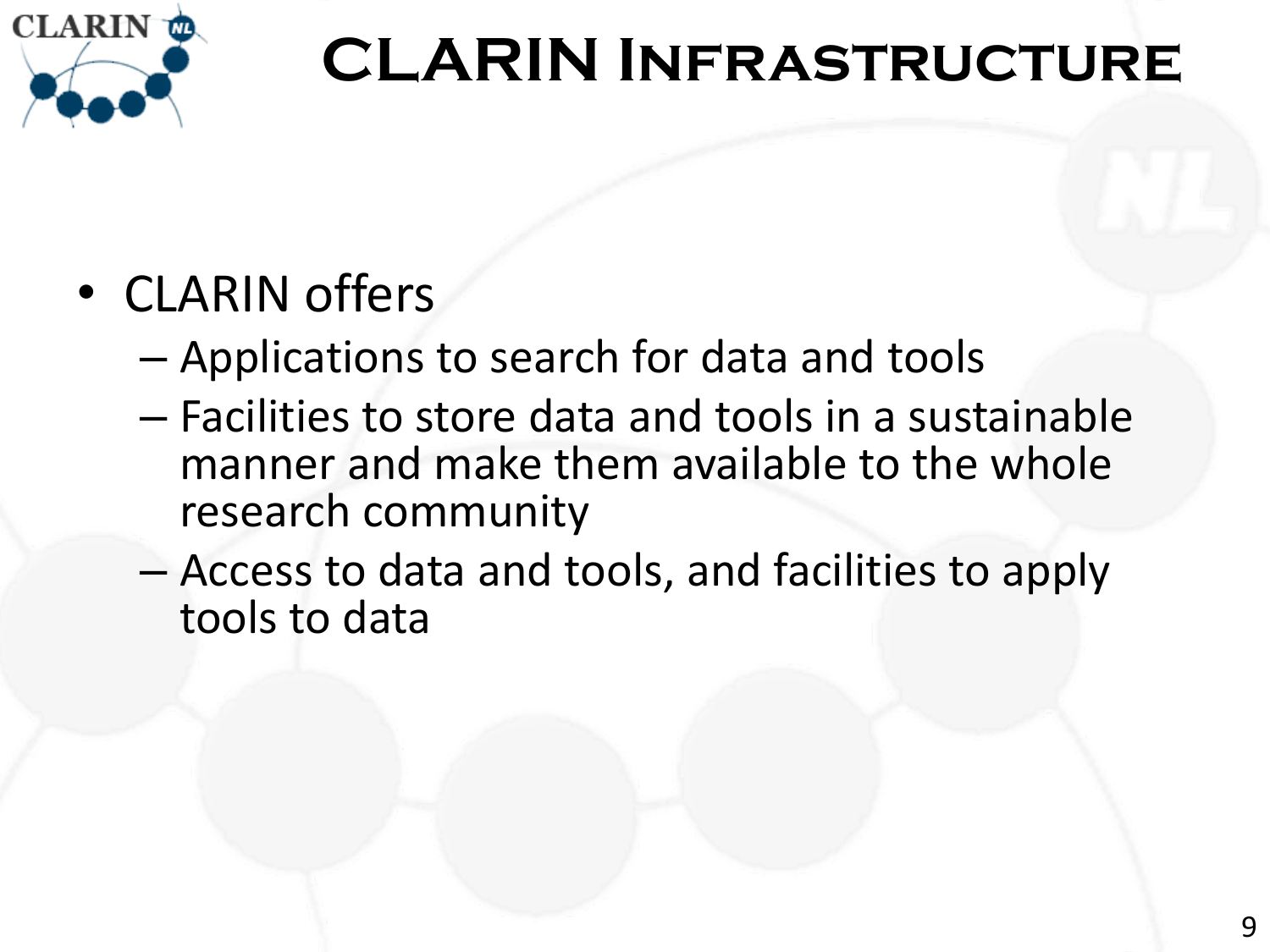# CLARIN Infrastructure

- CLARIN offers
  - Applications to search for data and tools
  - Facilities to store data and tools in a sustainable manner and make them available to the whole research community
  - Access to data and tools, and facilities to apply tools to data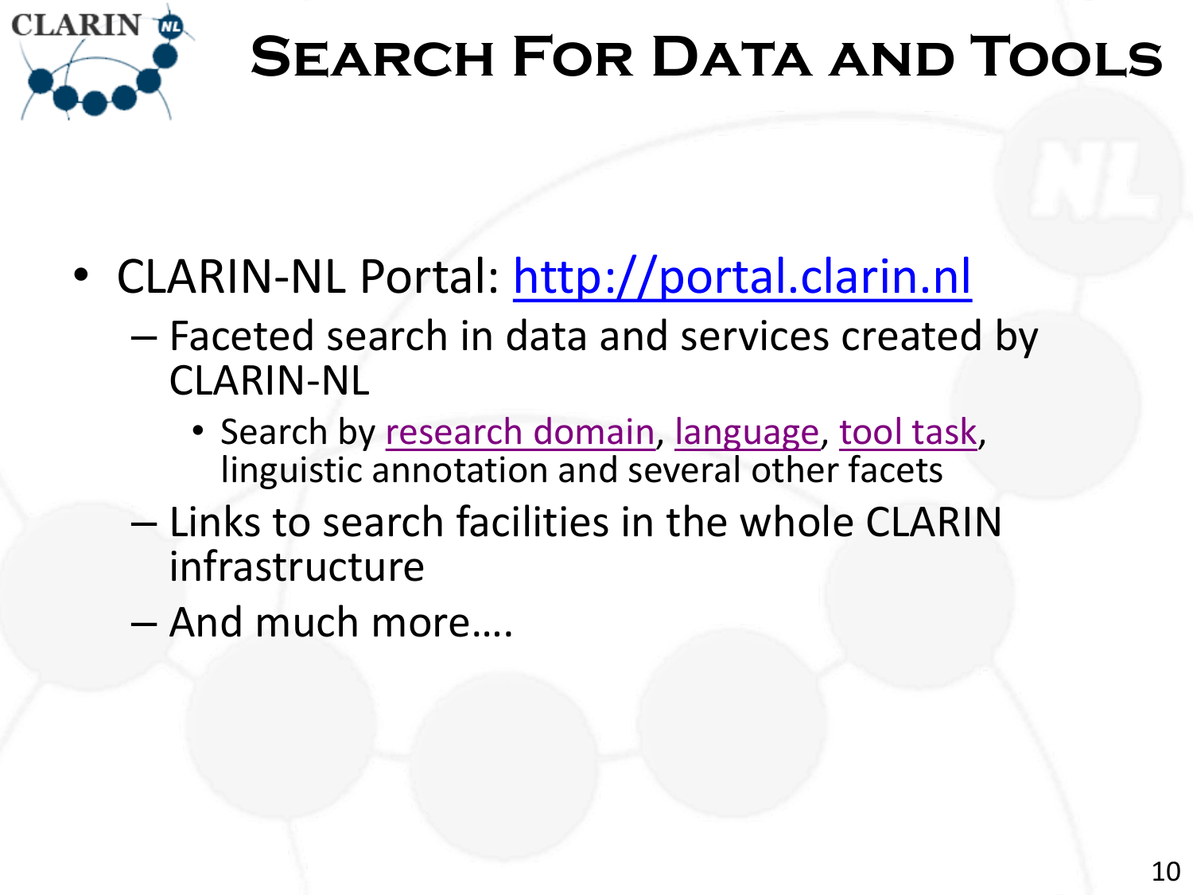# Search For Data and Tools

- CLARIN-NL Portal: [http://portal.clarin.nl](http://portal.clarin.nl)
  - Faceted search in data and services created by CLARIN-NL
    - Search by research domain, language, tool task, linguistic annotation and several other facets
  - Links to search facilities in the whole CLARIN infrastructure
  - And much more….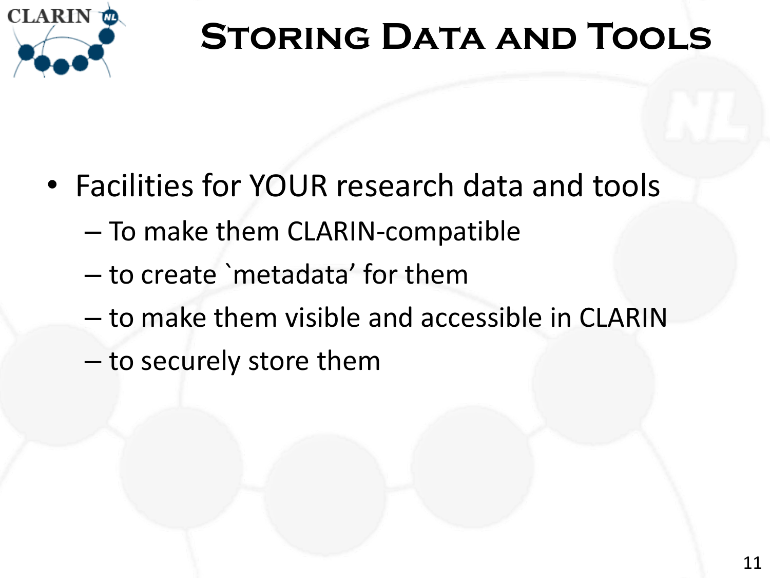# Storing Data and Tools

- Facilities for YOUR research data and tools
  - To make them CLARIN-compatible
  - to create `metadata' for them
  - to make them visible and accessible in CLARIN
  - to securely store them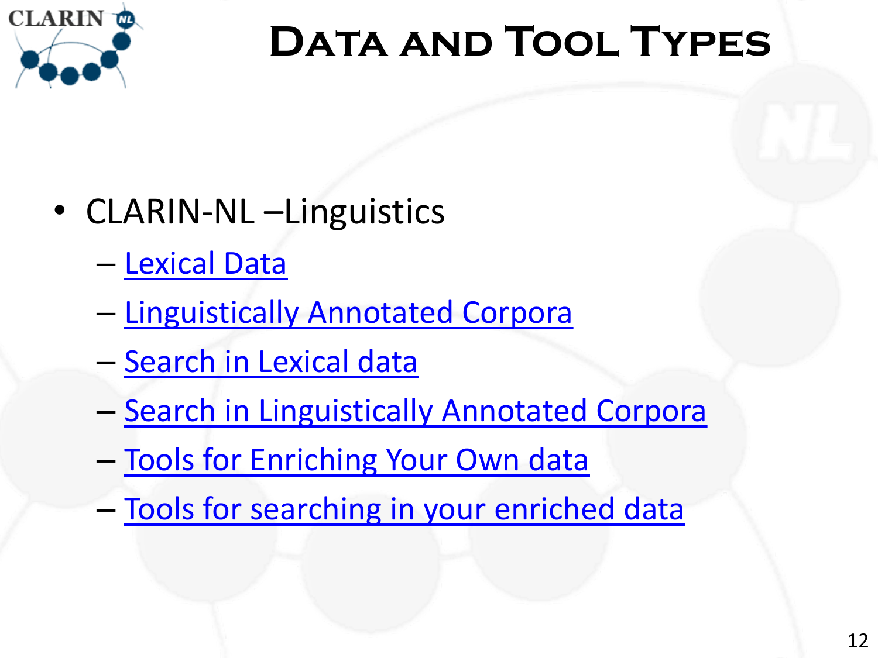# Data and Tool Types

- CLARIN-NL –Linguistics
  - Lexical Data
  - Linguistically Annotated Corpora
  - Search in Lexical data
  - Search in Linguistically Annotated Corpora
  - Tools for Enriching Your Own data
  - Tools for searching in your enriched data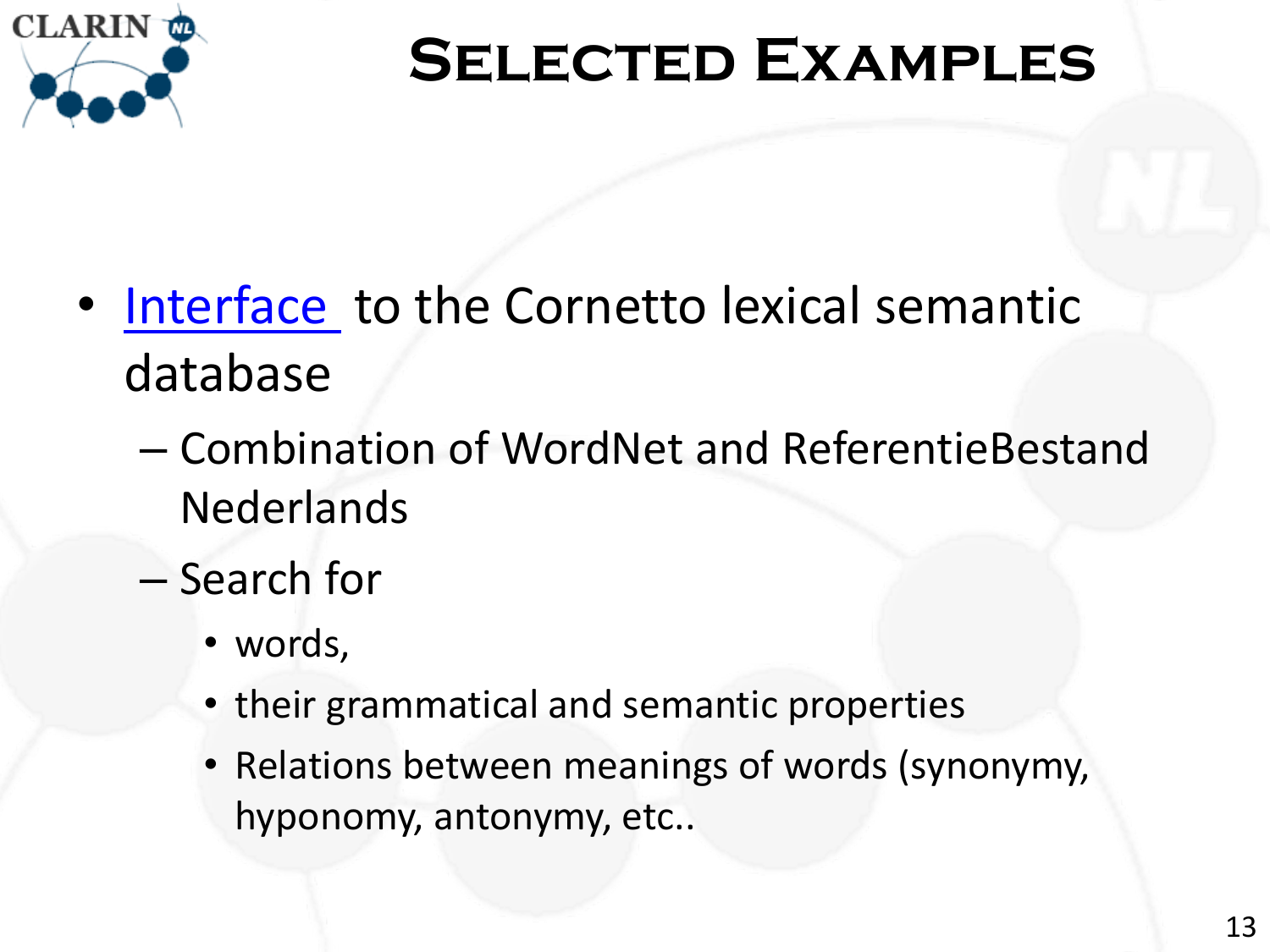# Selected Examples

- Interface to the Cornetto lexical semantic database
  - Combination of WordNet and ReferentieBestand Nederlands
  - Search for
    - words,
    - their grammatical and semantic properties
    - Relations between meanings of words (synonymy, hyponomy, antonymy, etc..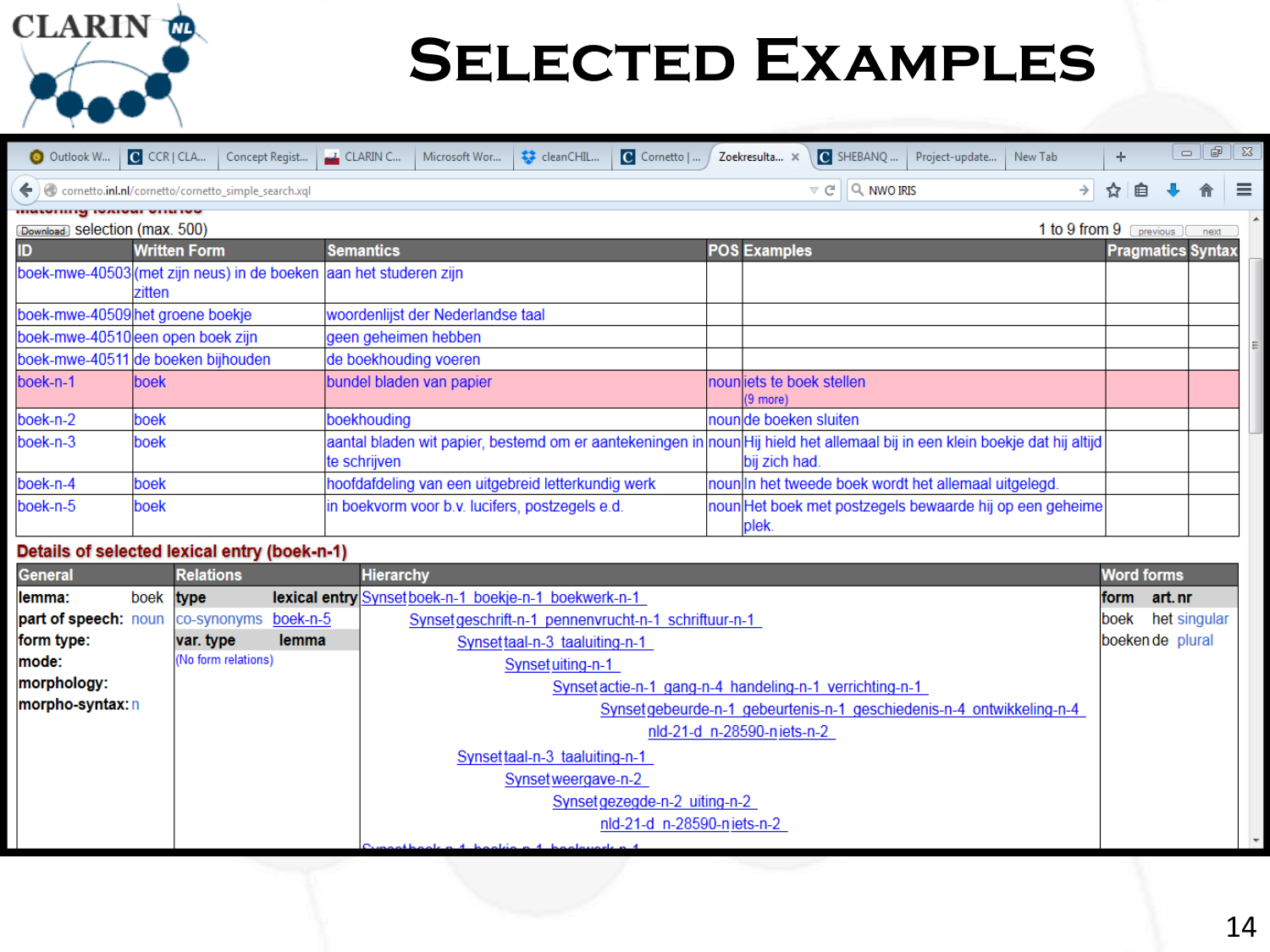# Selected Examples

Download selection (max. 500) | 1 to 9 from 9 | previous | next

| ID | Written Form | Semantics | POS | Examples | Pragmatics | Syntax |
|---|---|---|---|---|---|---|
| boek-mwe-40503 | (met zijn neus) in de boeken zitten | aan het studeren zijn | | | | |
| boek-mwe-40509 | het groene boekje | woordenlijst der Nederlandse taal | | | | |
| boek-mwe-40510 | een open boek zijn | geen geheimen hebben | | | | |
| boek-mwe-40511 | de boeken bijhouden | de boekhouding voeren | | | | |
| boek-n-1 | boek | bundel bladen van papier | noun | iets te boek stellen (9 more) | | |
| boek-n-2 | boek | boekhouding | noun | de boeken sluiten | | |
| boek-n-3 | boek | aantal bladen wit papier, bestemd om er aantekeningen in te schrijven | noun | Hij hield het allemaal bij in een klein boekje dat hij altijd bij zich had. | | |
| boek-n-4 | boek | hoofdafdeling van een uitgebreid letterkundig werk | noun | In het tweede boek wordt het allemaal uitgelegd. | | |
| boek-n-5 | boek | in boekvorm voor b.v. lucifers, postzegels e.d. | noun | Het boek met postzegels bewaarde hij op een geheime plek. | | |

## Details of selected lexical entry (boek-n-1)

**General**

- **lemma:** boek
- **part of speech:** noun
- **form type:**
- **mode:**
- **morphology:**
- **morpho-syntax:** n

**Relations**

| type | lexical entry |
|---|---|
| co-synonyms | boek-n-5 |

| var. type | lemma |
|---|---|
| (No form relations) | |

**Hierarchy**

- Synset boek-n-1 boekje-n-1 boekwerk-n-1
  - Synset geschrift-n-1 pennenvrucht-n-1 schriftuur-n-1
    - Synset taal-n-3 taaluiting-n-1
      - Synset uiting-n-1
        - Synset actie-n-1 gang-n-4 handeling-n-1 verrichting-n-1
          - Synset gebeurde-n-1 gebeurtenis-n-1 geschiedenis-n-4 ontwikkeling-n-4
            - nld-21-d_n-28590-n iets-n-2
    - Synset taal-n-3 taaluiting-n-1
      - Synset weergave-n-2
        - Synset gezegde-n-2 uiting-n-2
          - nld-21-d_n-28590-n iets-n-2
- Synset boek-n-1 boekje-n-1 boekwerk-n-1

**Word forms**

| form | art. | nr |
|---|---|---|
| boek | het | singular |
| boeken | de | plural |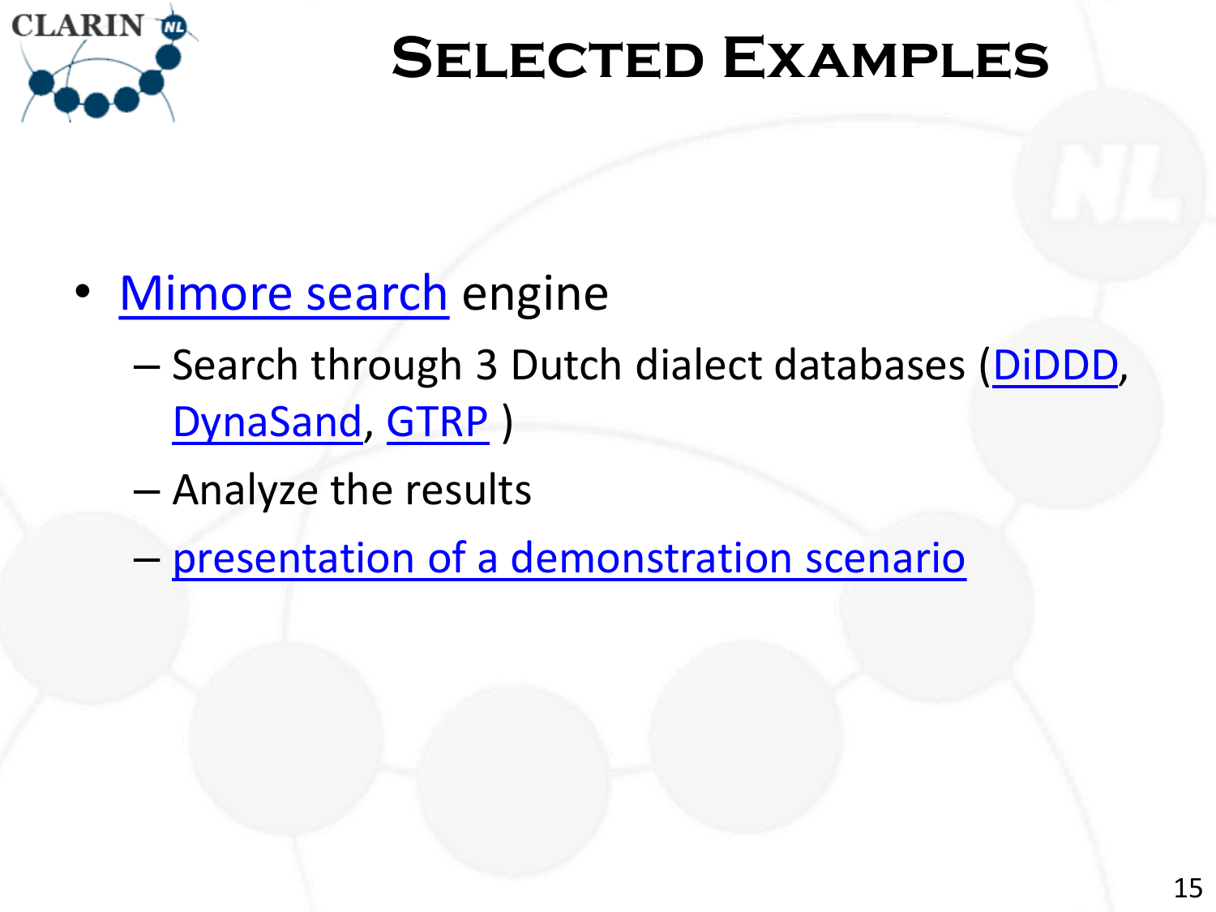# Selected Examples

- Mimore search engine
  - Search through 3 Dutch dialect databases (DiDDD, DynaSand, GTRP )
  - Analyze the results
  - presentation of a demonstration scenario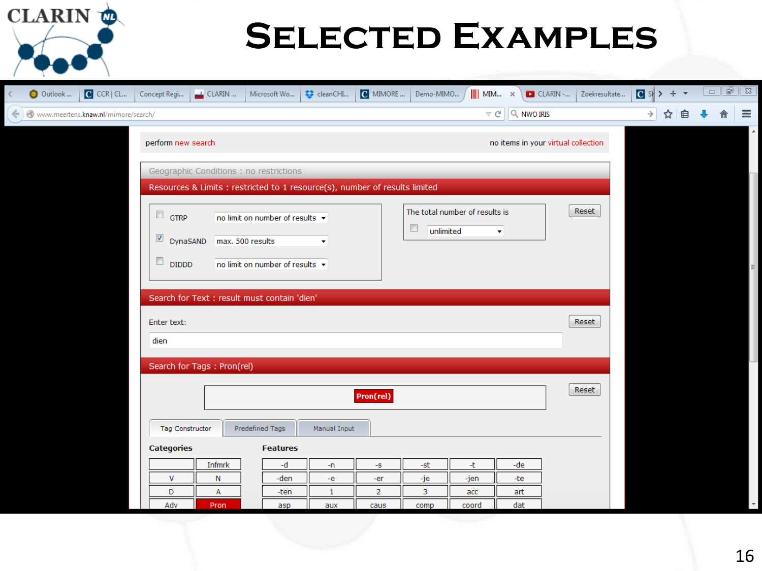# Selected Examples

perform new search — no items in your virtual collection

Geographic Conditions : no restrictions

**Resources & Limits : restricted to 1 resource(s), number of results limited**

| | Resource | Limit |
|---|---|---|
| ☐ | GTRP | no limit on number of results |
| ☑ | DynaSAND | max. 500 results |
| ☐ | DIDDD | no limit on number of results |

The total number of results is
☐ unlimited

Reset

**Search for Text : result must contain 'dien'**

Enter text:

dien

Reset

**Search for Tags : Pron(rel)**

Pron(rel)

Reset

Tag Constructor | Predefined Tags | Manual Input

**Categories**

| | |
|---|---|
| | Infmrk |
| V | N |
| D | A |
| Adv | Pron |

**Features**

| | | | | | |
|---|---|---|---|---|---|
| -d | -n | -s | -st | -t | -de |
| -den | -e | -er | -je | -jen | -te |
| -ten | 1 | 2 | 3 | acc | art |
| asp | aux | caus | comp | coord | dat |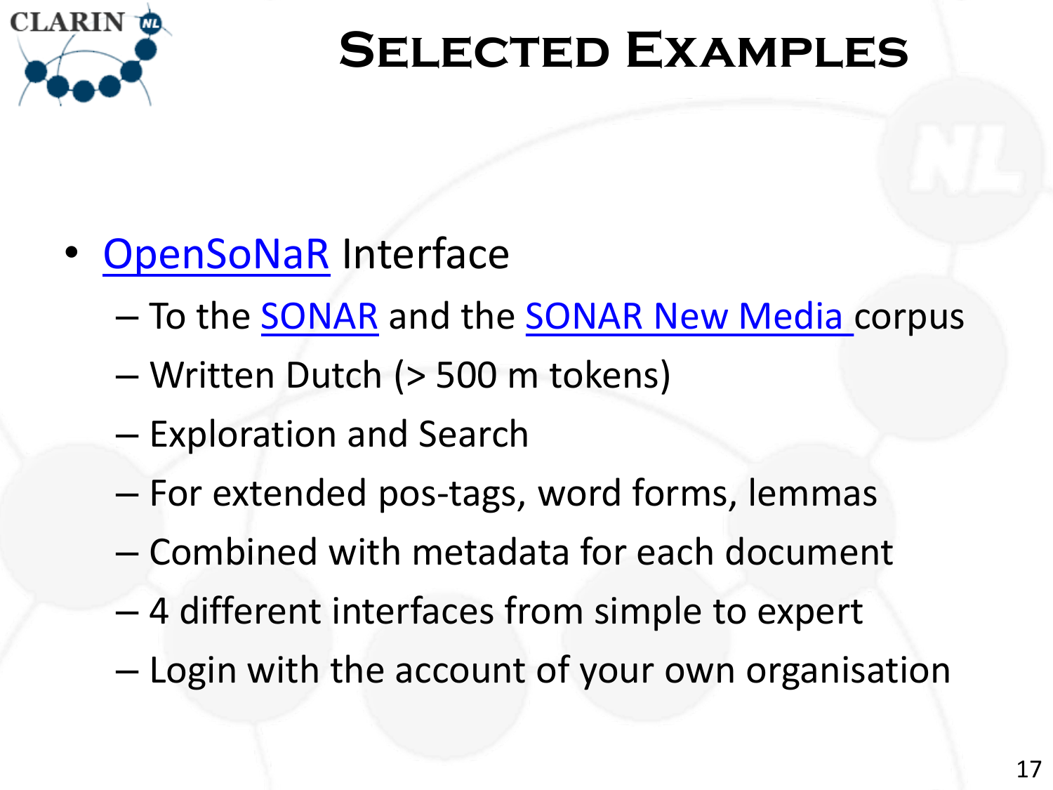# Selected Examples

- OpenSoNaR Interface
  - To the SONAR and the SONAR New Media corpus
  - Written Dutch (> 500 m tokens)
  - Exploration and Search
  - For extended pos-tags, word forms, lemmas
  - Combined with metadata for each document
  - 4 different interfaces from simple to expert
  - Login with the account of your own organisation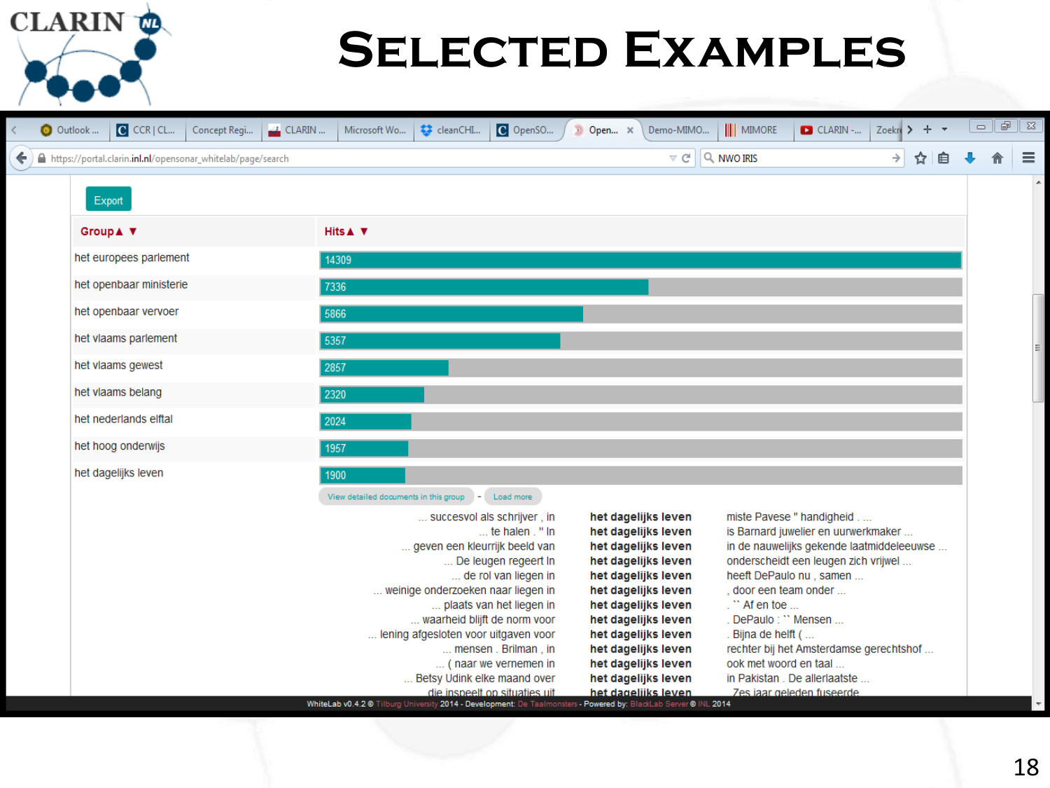# Selected Examples

https://portal.clarin.inl.nl/opensonar_whitelab/page/search

Export

| Group | Hits |
|---|---|
| het europees parlement | 14309 |
| het openbaar ministerie | 7336 |
| het openbaar vervoer | 5866 |
| het vlaams parlement | 5357 |
| het vlaams gewest | 2857 |
| het vlaams belang | 2320 |
| het nederlands elftal | 2024 |
| het hoog onderwijs | 1957 |
| het dagelijks leven | 1900 |

View detailed documents in this group - Load more

| | | |
|---|---|---|
| ... succesvol als schrijver , in | **het dagelijks leven** | miste Pavese " handigheid . ... |
| ... te halen . " In | **het dagelijks leven** | is Barnard juwelier en uurwerkmaker ... |
| ... geven een kleurrijk beeld van | **het dagelijks leven** | in de nauwelijks gekende laatmiddeleeuwse ... |
| ... De leugen regeert In | **het dagelijks leven** | onderscheidt een leugen zich vrijwel ... |
| ... de rol van liegen in | **het dagelijks leven** | heeft DePaulo nu , samen ... |
| ... weinige onderzoeken naar liegen in | **het dagelijks leven** | , door een team onder ... |
| ... plaats van het liegen in | **het dagelijks leven** | . `` Af en toe ... |
| ... waarheid blijft de norm voor | **het dagelijks leven** | . DePaulo : `` Mensen ... |
| ... lening afgesloten voor uitgaven voor | **het dagelijks leven** | . Bijna de helft ( ... |
| ... mensen . Brilman , in | **het dagelijks leven** | rechter bij het Amsterdamse gerechtshof ... |
| ... ( naar we vernemen in | **het dagelijks leven** | ook met woord en taal ... |
| ... Betsy Udink elke maand over | **het dagelijks leven** | in Pakistan . De allerlaatste ... |
| ... die inspeelt op situaties uit | **het dagelijks leven** | . Zes jaar geleden fuseerde ... |

WhiteLab v0.4.2 © Tilburg University 2014 - Development: De Taalmonsters - Powered by: BlackLab Server © INL 2014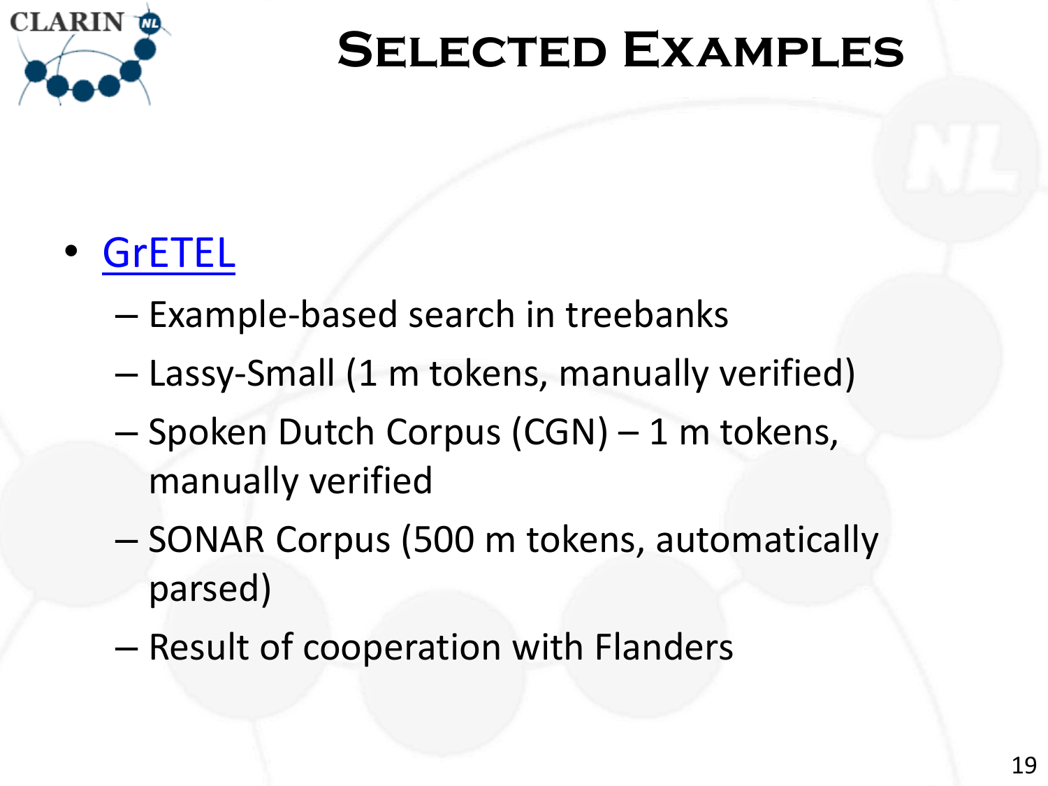# Selected Examples

- GrETEL
  - Example-based search in treebanks
  - Lassy-Small (1 m tokens, manually verified)
  - Spoken Dutch Corpus (CGN) – 1 m tokens, manually verified
  - SONAR Corpus (500 m tokens, automatically parsed)
  - Result of cooperation with Flanders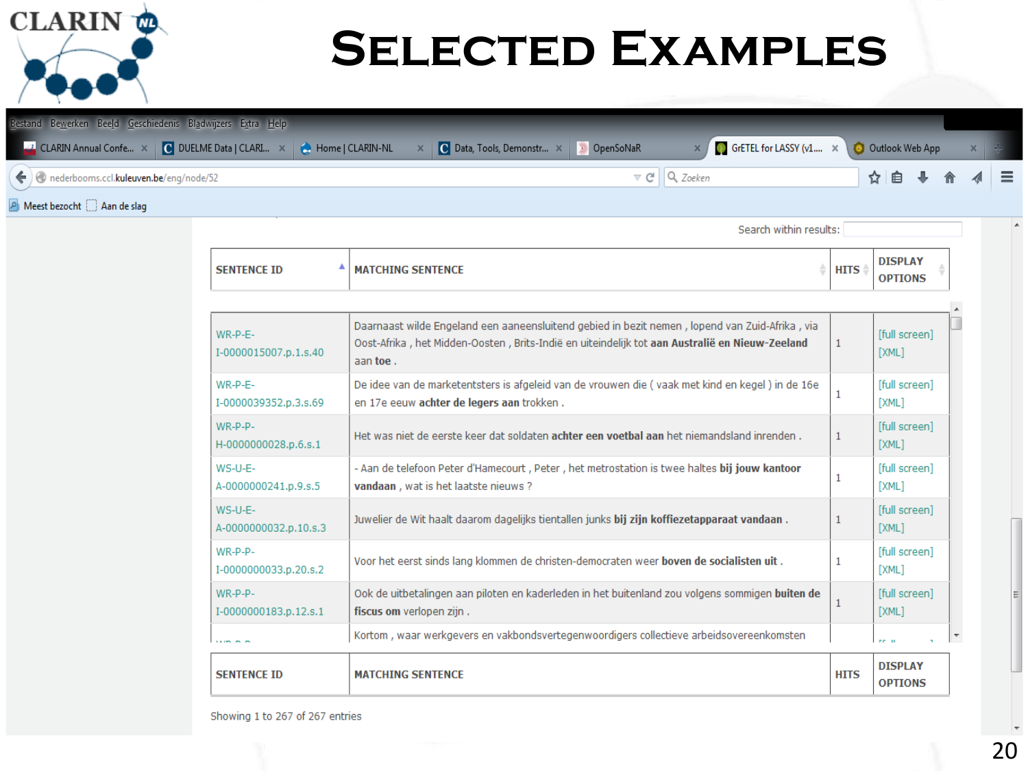# Selected Examples

Search within results:

| SENTENCE ID | MATCHING SENTENCE | HITS | DISPLAY OPTIONS |
|---|---|---|---|
| WR-P-E-I-0000015007.p.1.s.40 | Daarnaast wilde Engeland een aaneensluitend gebied in bezit nemen , lopend van Zuid-Afrika , via Oost-Afrika , het Midden-Oosten , Brits-Indië en uiteindelijk tot **aan Australië en Nieuw-Zeeland** aan **toe** . | 1 | [full screen] [XML] |
| WR-P-E-I-0000039352.p.3.s.69 | De idee van de marketentsters is afgeleid van de vrouwen die ( vaak met kind en kegel ) in de 16e en 17e eeuw **achter de legers aan** trokken . | 1 | [full screen] [XML] |
| WR-P-P-H-0000000028.p.6.s.1 | Het was niet de eerste keer dat soldaten **achter een voetbal aan** het niemandsland inrenden . | 1 | [full screen] [XML] |
| WS-U-E-A-0000000241.p.9.s.5 | - Aan de telefoon Peter d'Hamecourt , Peter , het metrostation is twee haltes **bij jouw kantoor vandaan** , wat is het laatste nieuws ? | 1 | [full screen] [XML] |
| WS-U-E-A-0000000032.p.10.s.3 | Juwelier de Wit haalt daarom dagelijks tientallen junks **bij zijn koffiezetapparaat vandaan** . | 1 | [full screen] [XML] |
| WR-P-P-I-0000000033.p.20.s.2 | Voor het eerst sinds lang klommen de christen-democraten weer **boven de socialisten uit** . | 1 | [full screen] [XML] |
| WR-P-P-I-0000000183.p.12.s.1 | Ook de uitbetalingen aan piloten en kaderleden in het buitenland zou volgens sommigen **buiten de fiscus om** verlopen zijn . | 1 | [full screen] [XML] |
| | Kortom , waar werkgevers en vakbondsvertegenwoordigers collectieve arbeidsovereenkomsten | | |

Showing 1 to 267 of 267 entries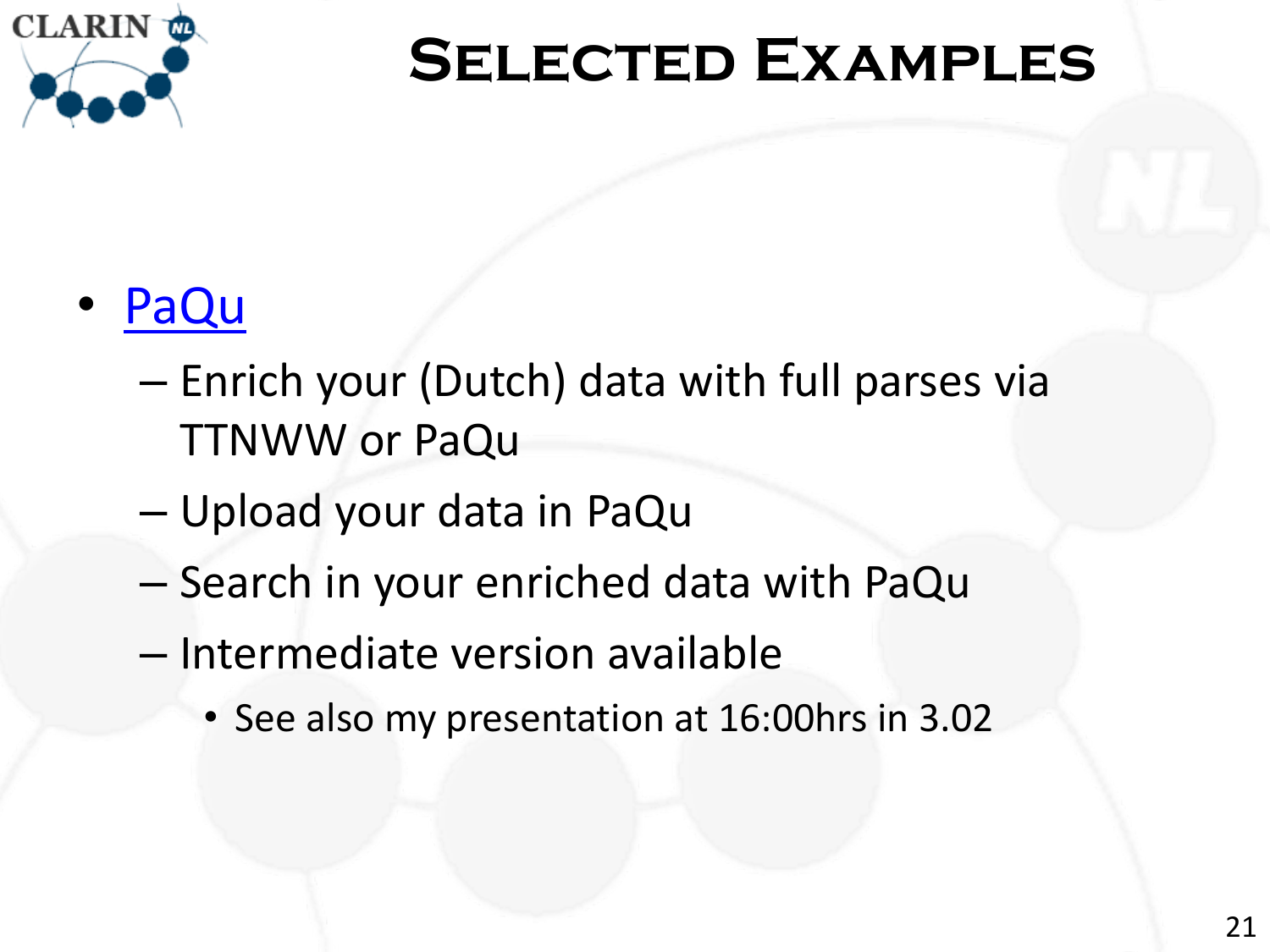# Selected Examples

- [PaQu]
  - Enrich your (Dutch) data with full parses via TTNWW or PaQu
  - Upload your data in PaQu
  - Search in your enriched data with PaQu
  - Intermediate version available
    - See also my presentation at 16:00hrs in 3.02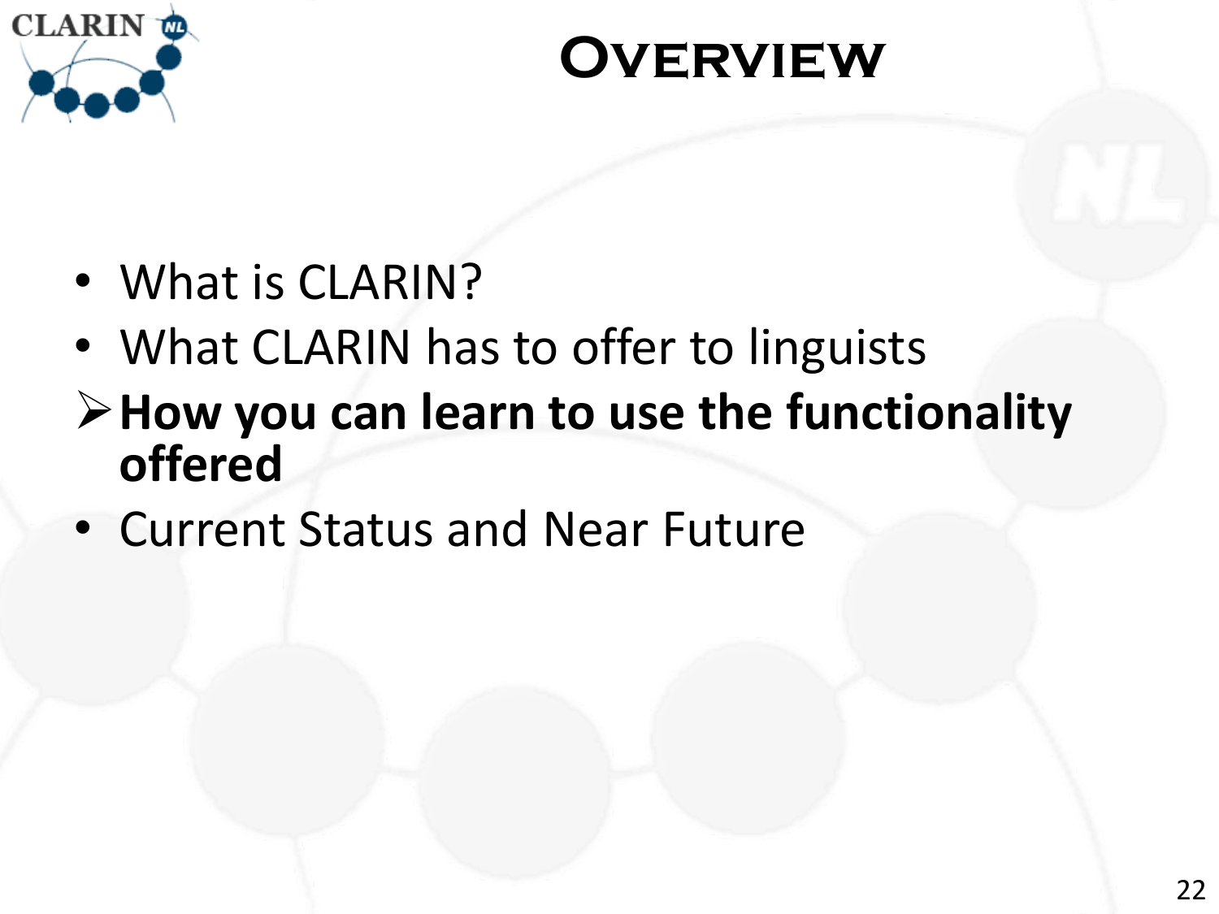# Overview

- What is CLARIN?
- What CLARIN has to offer to linguists
- **How you can learn to use the functionality offered**
- Current Status and Near Future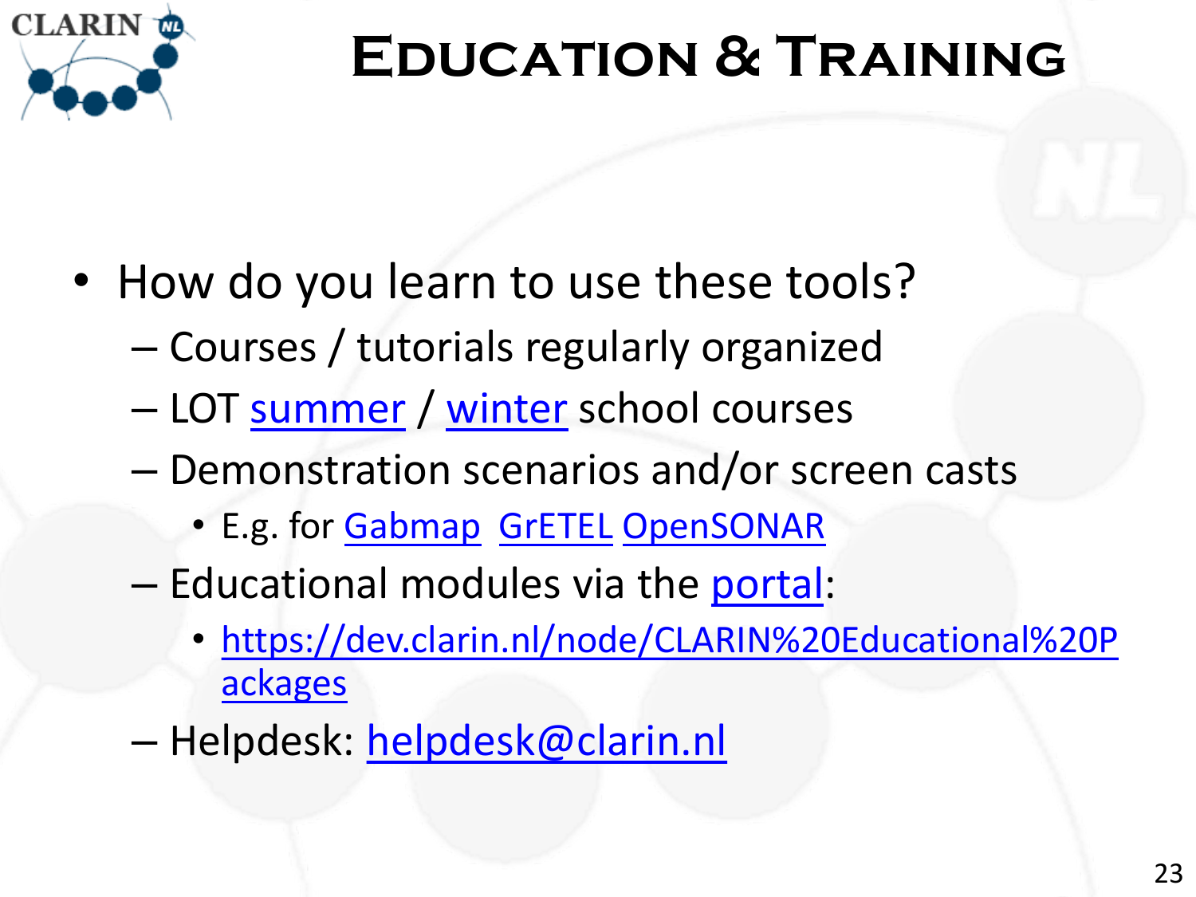# Education & Training

- How do you learn to use these tools?
  - Courses / tutorials regularly organized
  - LOT summer / winter school courses
  - Demonstration scenarios and/or screen casts
    - E.g. for Gabmap GrETEL OpenSONAR
  - Educational modules via the portal:
    - https://dev.clarin.nl/node/CLARIN%20Educational%20Packages
  - Helpdesk: helpdesk@clarin.nl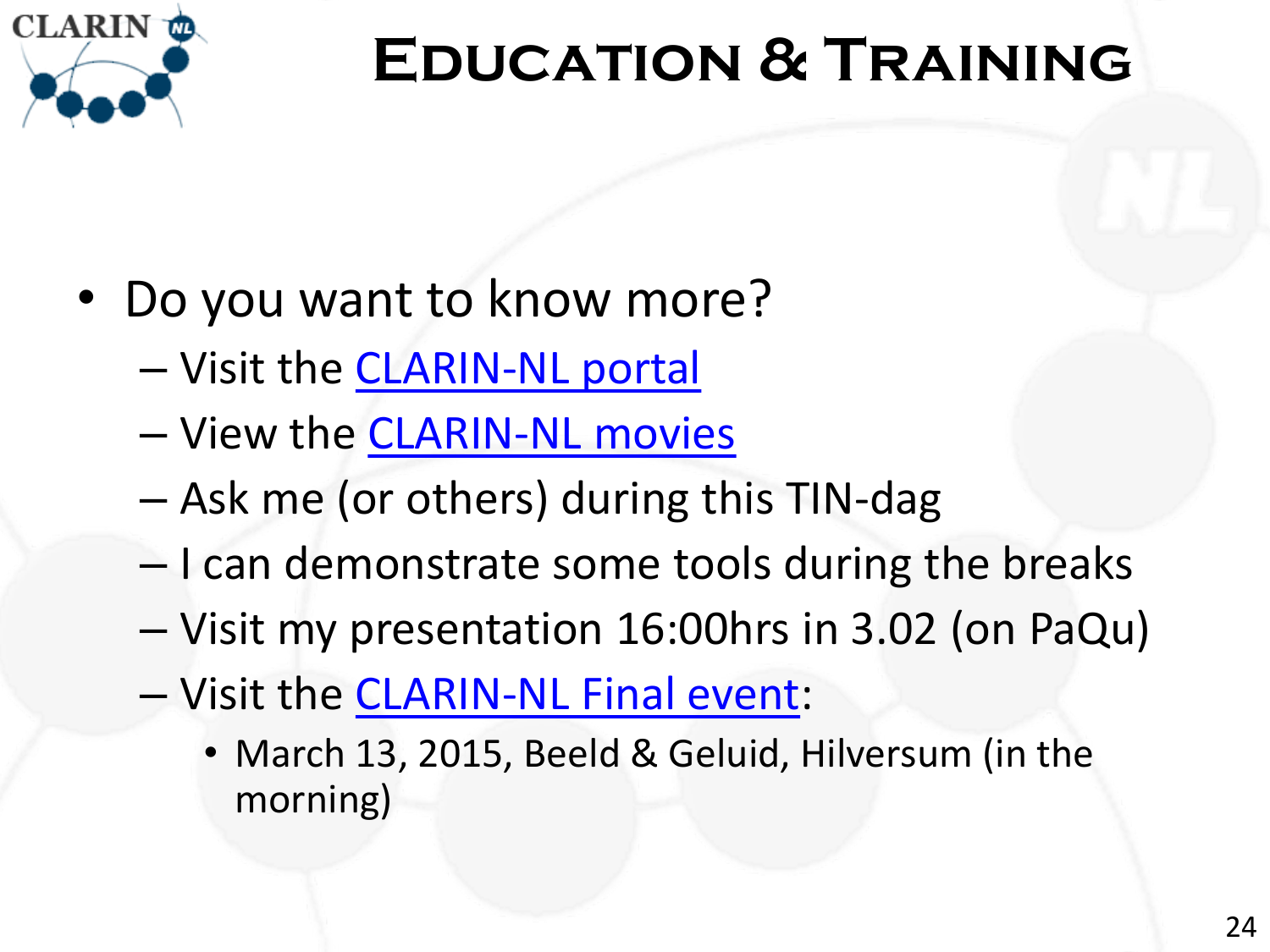# Education & Training

- Do you want to know more?
  - Visit the CLARIN-NL portal
  - View the CLARIN-NL movies
  - Ask me (or others) during this TIN-dag
  - I can demonstrate some tools during the breaks
  - Visit my presentation 16:00hrs in 3.02 (on PaQu)
  - Visit the CLARIN-NL Final event:
    - March 13, 2015, Beeld & Geluid, Hilversum (in the morning)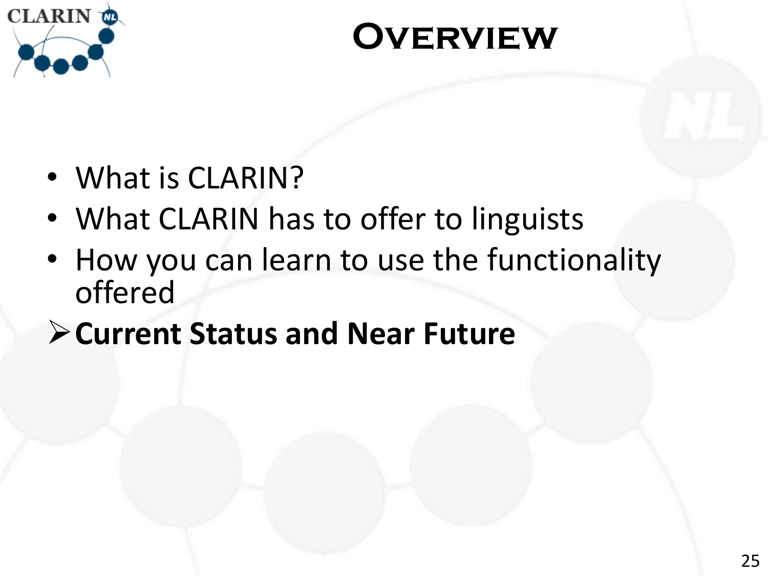# Overview

- What is CLARIN?
- What CLARIN has to offer to linguists
- How you can learn to use the functionality offered
- **Current Status and Near Future**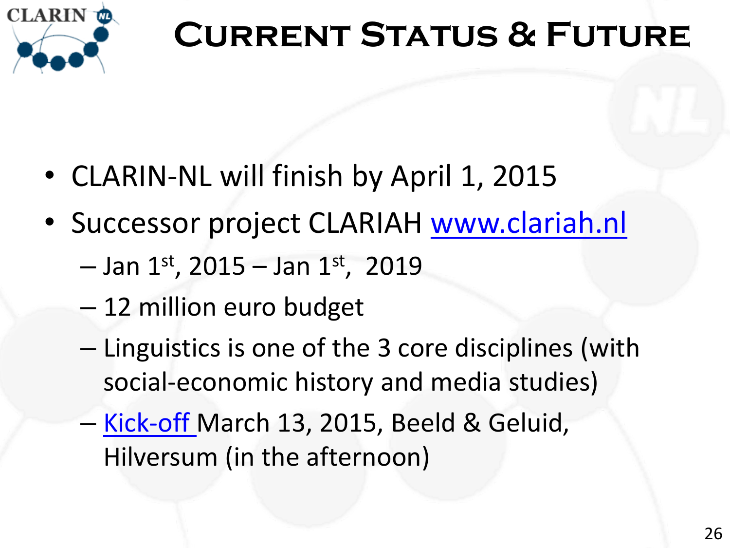# Current Status & Future

- CLARIN-NL will finish by April 1, 2015
- Successor project CLARIAH www.clariah.nl
  - Jan 1st, 2015 – Jan 1st, 2019
  - 12 million euro budget
  - Linguistics is one of the 3 core disciplines (with social-economic history and media studies)
  - Kick-off March 13, 2015, Beeld & Geluid, Hilversum (in the afternoon)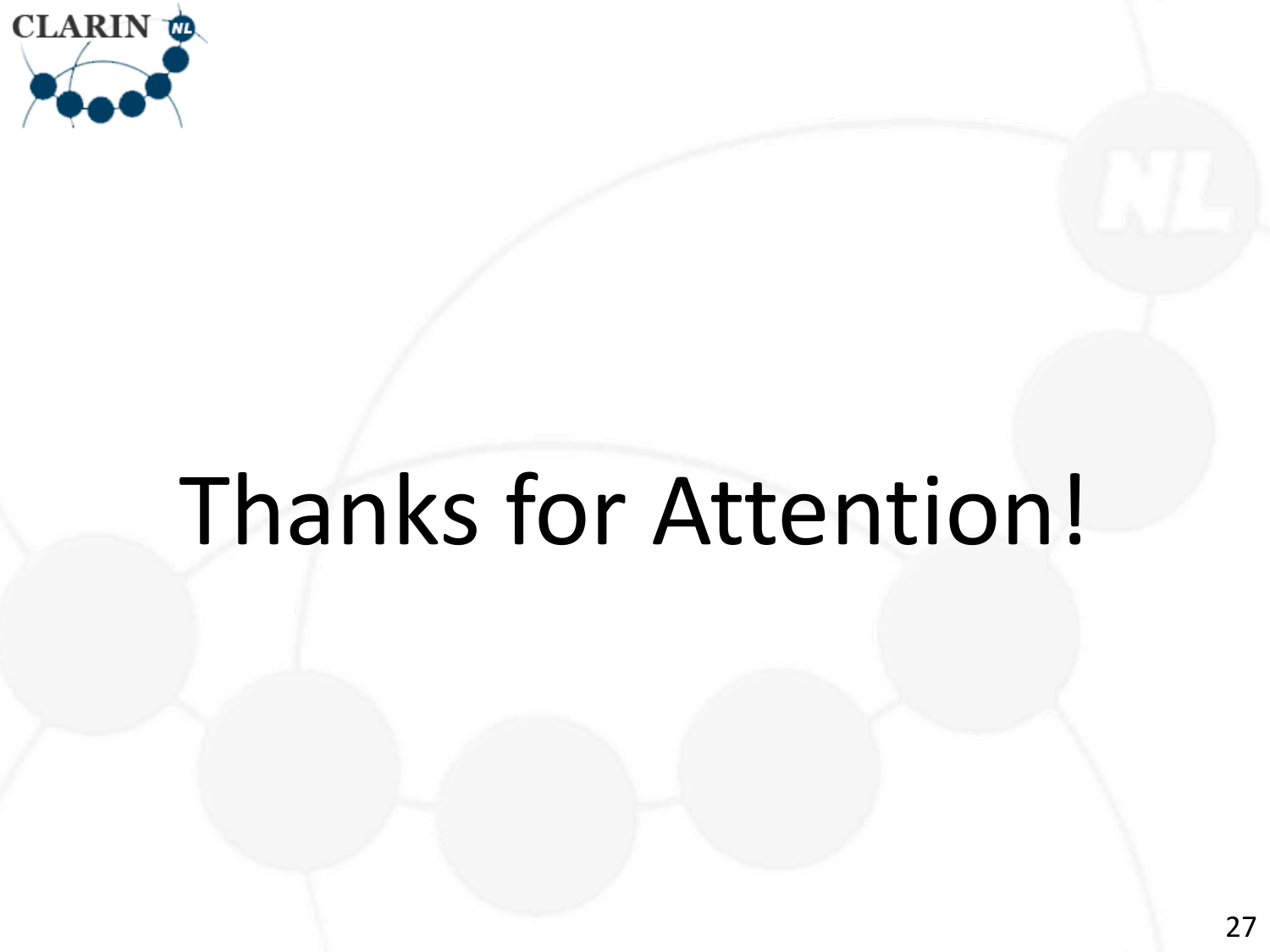# Thanks for Attention!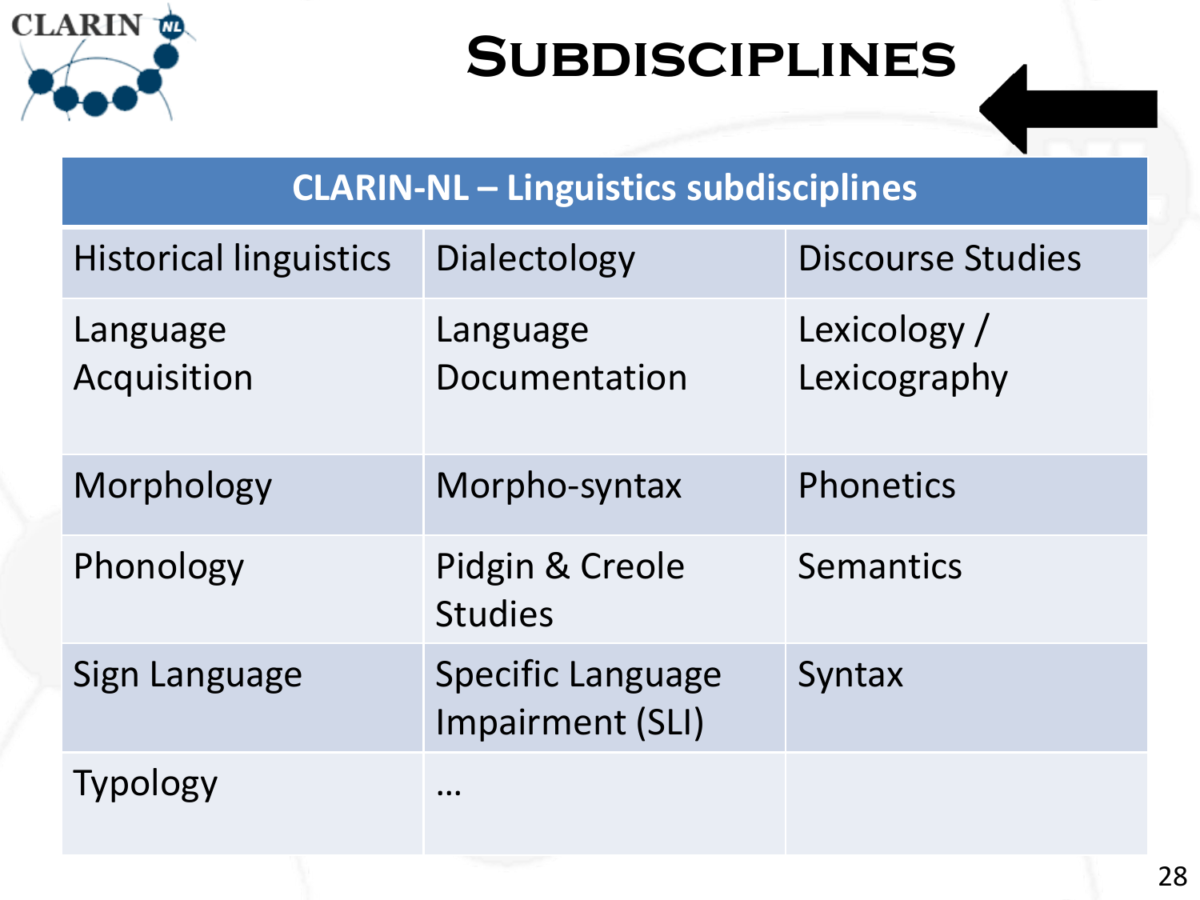# Subdisciplines

| CLARIN-NL – Linguistics subdisciplines | | |
|---|---|---|
| Historical linguistics | Dialectology | Discourse Studies |
| Language Acquisition | Language Documentation | Lexicology / Lexicography |
| Morphology | Morpho-syntax | Phonetics |
| Phonology | Pidgin & Creole Studies | Semantics |
| Sign Language | Specific Language Impairment (SLI) | Syntax |
| Typology | … | |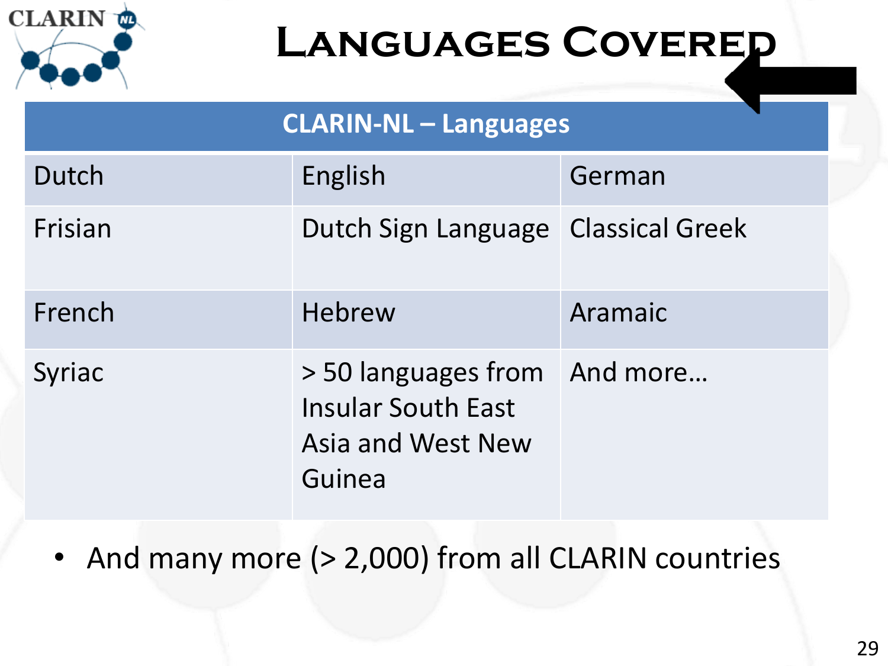# Languages Covered

| CLARIN-NL – Languages | | |
|---|---|---|
| Dutch | English | German |
| Frisian | Dutch Sign Language | Classical Greek |
| French | Hebrew | Aramaic |
| Syriac | > 50 languages from Insular South East Asia and West New Guinea | And more... |

- And many more (> 2,000) from all CLARIN countries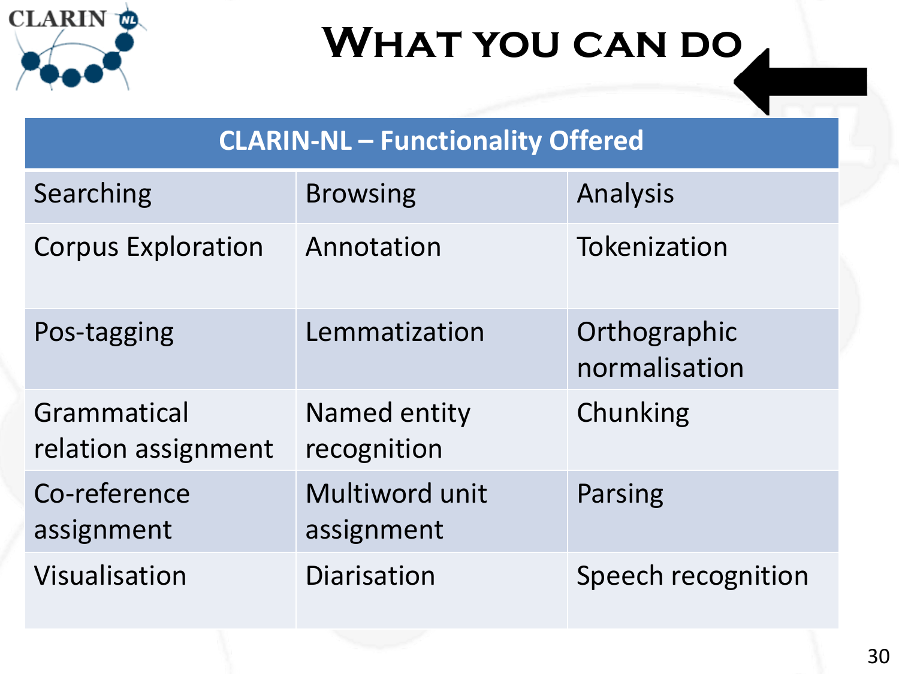# What you can do

| CLARIN-NL – Functionality Offered | | |
|---|---|---|
| Searching | Browsing | Analysis |
| Corpus Exploration | Annotation | Tokenization |
| Pos-tagging | Lemmatization | Orthographic normalisation |
| Grammatical relation assignment | Named entity recognition | Chunking |
| Co-reference assignment | Multiword unit assignment | Parsing |
| Visualisation | Diarisation | Speech recognition |